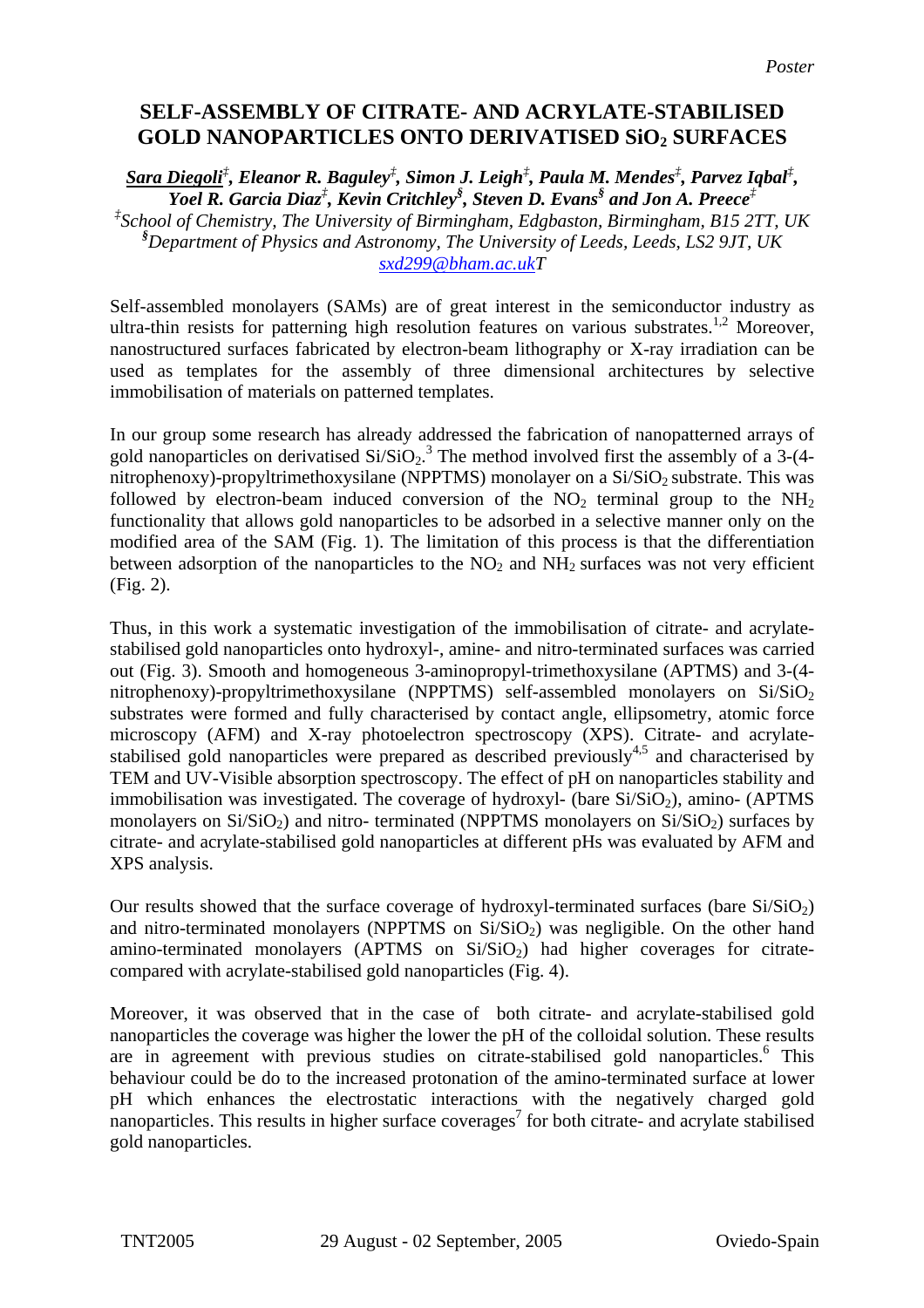*Poster*

# SELF-ASSEMBLY OF CITRATE- AND ACRYLATE-STABILISED GOLD NANOPARTICLES ONTO DERIVATISED $SiO_2$ SURFACES

***Sara Diegoli***[‡]***, Eleanor R. Baguley***[‡]***, Simon J. Leigh***[‡]***, Paula M. Mendes***[‡]***, Parvez Iqbal***[‡]***, Yoel R. Garcia Diaz***[‡]***, Kevin Critchley***[§]***, Steven D. Evans***[§]***and Jon A. Preece***[‡]

[‡]*School of Chemistry, The University of Birmingham, Edgbaston, Birmingham, B15 2TT, UK*
[§]*Department of Physics and Astronomy, The University of Leeds, Leeds, LS2 9JT, UK*
*sxd299@bham.ac.ukT*

Self-assembled monolayers (SAMs) are of great interest in the semiconductor industry as ultra-thin resists for patterning high resolution features on various substrates.[1,2] Moreover, nanostructured surfaces fabricated by electron-beam lithography or X-ray irradiation can be used as templates for the assembly of three dimensional architectures by selective immobilisation of materials on patterned templates.

In our group some research has already addressed the fabrication of nanopatterned arrays of gold nanoparticles on derivatised $Si/SiO_2$.[3] The method involved first the assembly of a 3-(4-nitrophenoxy)-propyltrimethoxysilane (NPPTMS) monolayer on a $Si/SiO_2$ substrate. This was followed by electron-beam induced conversion of the $NO_2$ terminal group to the $NH_2$ functionality that allows gold nanoparticles to be adsorbed in a selective manner only on the modified area of the SAM (Fig. 1). The limitation of this process is that the differentiation between adsorption of the nanoparticles to the $NO_2$ and $NH_2$ surfaces was not very efficient (Fig. 2).

Thus, in this work a systematic investigation of the immobilisation of citrate- and acrylate-stabilised gold nanoparticles onto hydroxyl-, amine- and nitro-terminated surfaces was carried out (Fig. 3). Smooth and homogeneous 3-aminopropyl-trimethoxysilane (APTMS) and 3-(4-nitrophenoxy)-propyltrimethoxysilane (NPPTMS) self-assembled monolayers on $Si/SiO_2$ substrates were formed and fully characterised by contact angle, ellipsometry, atomic force microscopy (AFM) and X-ray photoelectron spectroscopy (XPS). Citrate- and acrylate-stabilised gold nanoparticles were prepared as described previously[4,5] and characterised by TEM and UV-Visible absorption spectroscopy. The effect of pH on nanoparticles stability and immobilisation was investigated. The coverage of hydroxyl- (bare $Si/SiO_2$), amino- (APTMS monolayers on $Si/SiO_2$) and nitro- terminated (NPPTMS monolayers on $Si/SiO_2$) surfaces by citrate- and acrylate-stabilised gold nanoparticles at different pHs was evaluated by AFM and XPS analysis.

Our results showed that the surface coverage of hydroxyl-terminated surfaces (bare $Si/SiO_2$) and nitro-terminated monolayers (NPPTMS on $Si/SiO_2$) was negligible. On the other hand amino-terminated monolayers (APTMS on $Si/SiO_2$) had higher coverages for citrate- compared with acrylate-stabilised gold nanoparticles (Fig. 4).

Moreover, it was observed that in the case of both citrate- and acrylate-stabilised gold nanoparticles the coverage was higher the lower the pH of the colloidal solution. These results are in agreement with previous studies on citrate-stabilised gold nanoparticles.[6] This behaviour could be do to the increased protonation of the amino-terminated surface at lower pH which enhances the electrostatic interactions with the negatively charged gold nanoparticles. This results in higher surface coverages[7] for both citrate- and acrylate stabilised gold nanoparticles.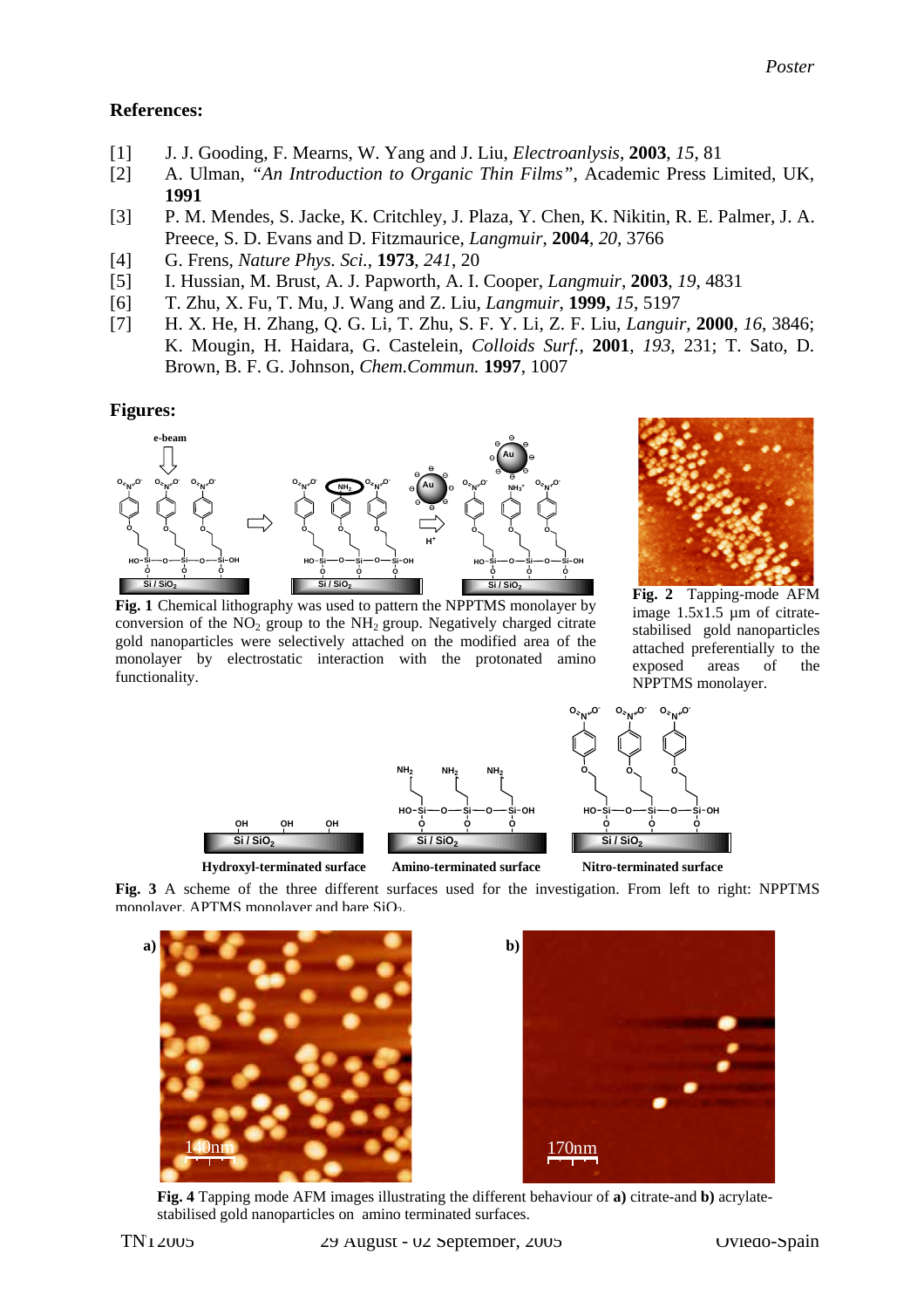**References:**

[1] J. J. Gooding, F. Mearns, W. Yang and J. Liu, *Electroanlysis*, **2003**, *15*, 81

[2] A. Ulman, *"An Introduction to Organic Thin Films"*, Academic Press Limited, UK, **1991**

[3] P. M. Mendes, S. Jacke, K. Critchley, J. Plaza, Y. Chen, K. Nikitin, R. E. Palmer, J. A. Preece, S. D. Evans and D. Fitzmaurice, *Langmuir*, **2004**, *20*, 3766

[4] G. Frens, *Nature Phys. Sci.*, **1973**, *241*, 20

[5] I. Hussian, M. Brust, A. J. Papworth, A. I. Cooper, *Langmuir*, **2003**, *19*, 4831

[6] T. Zhu, X. Fu, T. Mu, J. Wang and Z. Liu, *Langmuir*, **1999,** *15*, 5197

[7] H. X. He, H. Zhang, Q. G. Li, T. Zhu, S. F. Y. Li, Z. F. Liu, *Languir*, **2000**, *16*, 3846; K. Mougin, H. Haidara, G. Castelein, *Colloids Surf.*, **2001**, *193*, 231; T. Sato, D. Brown, B. F. G. Johnson, *Chem.Commun.* **1997**, 1007

**Figures:**

e-beam

Si / $SiO_2$

Au

$H^+$

**Fig. 1** Chemical lithography was used to pattern the NPPTMS monolayer by conversion of the $NO_2$ group to the $NH_2$ group. Negatively charged citrate gold nanoparticles were selectively attached on the modified area of the monolayer by electrostatic interaction with the protonated amino functionality.

**Fig. 2** Tapping-mode AFM image 1.5x1.5 µm of citrate-stabilised gold nanoparticles attached preferentially to the exposed areas of the NPPTMS monolayer.

Hydroxyl-terminated surface

Amino-terminated surface

Nitro-terminated surface

**Fig. 3** A scheme of the three different surfaces used for the investigation. From left to right: NPPTMS monolayer, APTMS monolayer and bare $SiO_2$.

a)

140nm

b)

170nm

**Fig. 4** Tapping mode AFM images illustrating the different behaviour of **a)** citrate-and **b)** acrylate-stabilised gold nanoparticles on amino terminated surfaces.